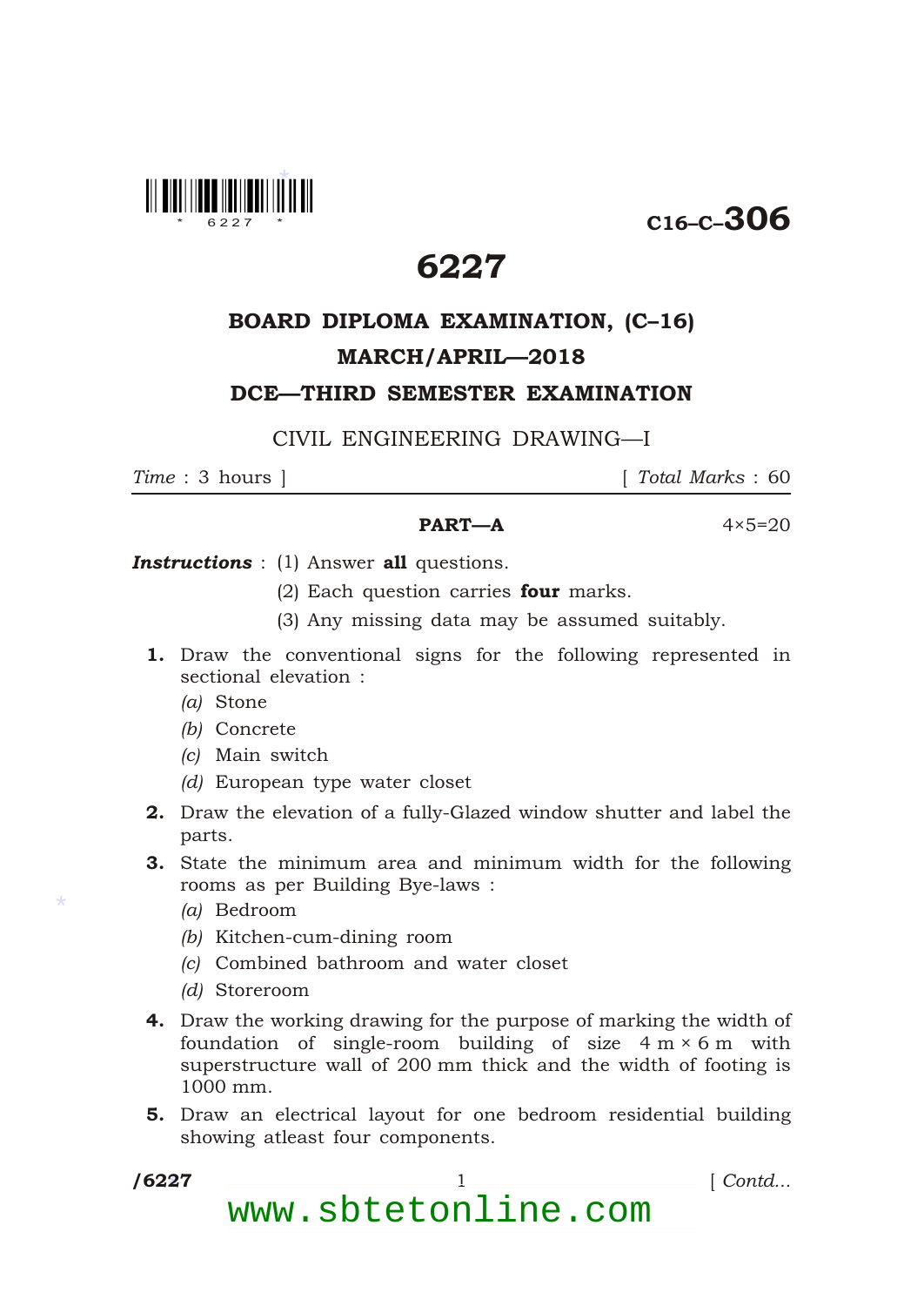C16–C–306

# 6227

## BOARD DIPLOMA EXAMINATION, (C–16)

## MARCH/APRIL—2018

## DCE—THIRD SEMESTER EXAMINATION

CIVIL ENGINEERING DRAWING—I

*Time* : 3 hours ] [ *Total Marks* : 60

### PART—A

4×5=20

***Instructions*** : (1) Answer **all** questions.

(2) Each question carries **four** marks.

(3) Any missing data may be assumed suitably.

**1.** Draw the conventional signs for the following represented in sectional elevation :

*(a)* Stone

*(b)* Concrete

*(c)* Main switch

*(d)* European type water closet

**2.** Draw the elevation of a fully-Glazed window shutter and label the parts.

**3.** State the minimum area and minimum width for the following rooms as per Building Bye-laws :

*(a)* Bedroom

*(b)* Kitchen-cum-dining room

*(c)* Combined bathroom and water closet

*(d)* Storeroom

**4.** Draw the working drawing for the purpose of marking the width of foundation of single-room building of size 4 m × 6 m with superstructure wall of 200 mm thick and the width of footing is 1000 mm.

**5.** Draw an electrical layout for one bedroom residential building showing atleast four components.

[ *Contd...*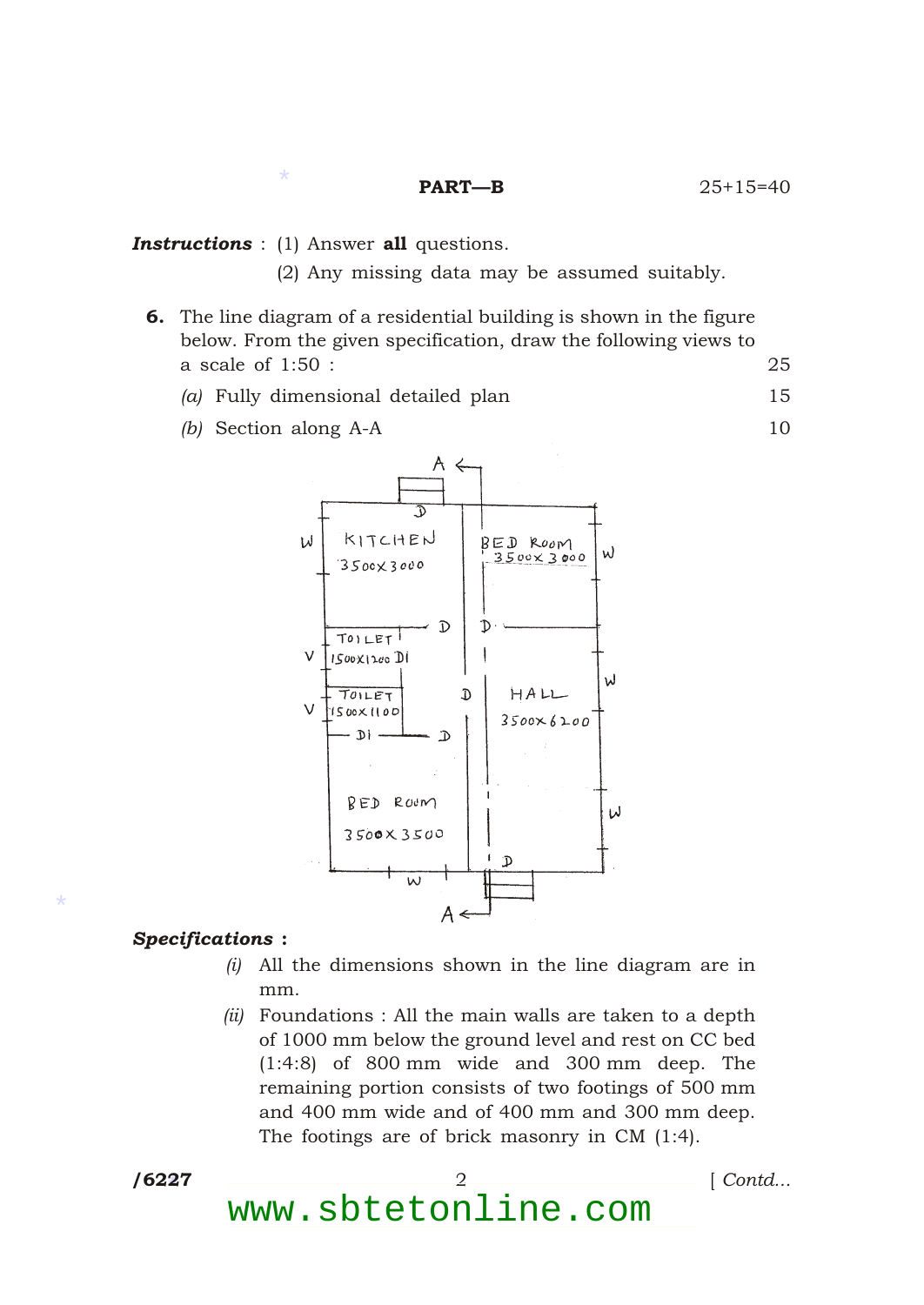## PART—B

25+15=40

***Instructions*** : (1) Answer **all** questions.

(2) Any missing data may be assumed suitably.

**6.** The line diagram of a residential building is shown in the figure below. From the given specification, draw the following views to a scale of 1:50 : 25

*(a)* Fully dimensional detailed plan 15

*(b)* Section along A-A 10

***Specifications*** :

*(i)* All the dimensions shown in the line diagram are in mm.

*(ii)* Foundations : All the main walls are taken to a depth of 1000 mm below the ground level and rest on CC bed (1:4:8) of 800 mm wide and 300 mm deep. The remaining portion consists of two footings of 500 mm and 400 mm wide and of 400 mm and 300 mm deep. The footings are of brick masonry in CM (1:4).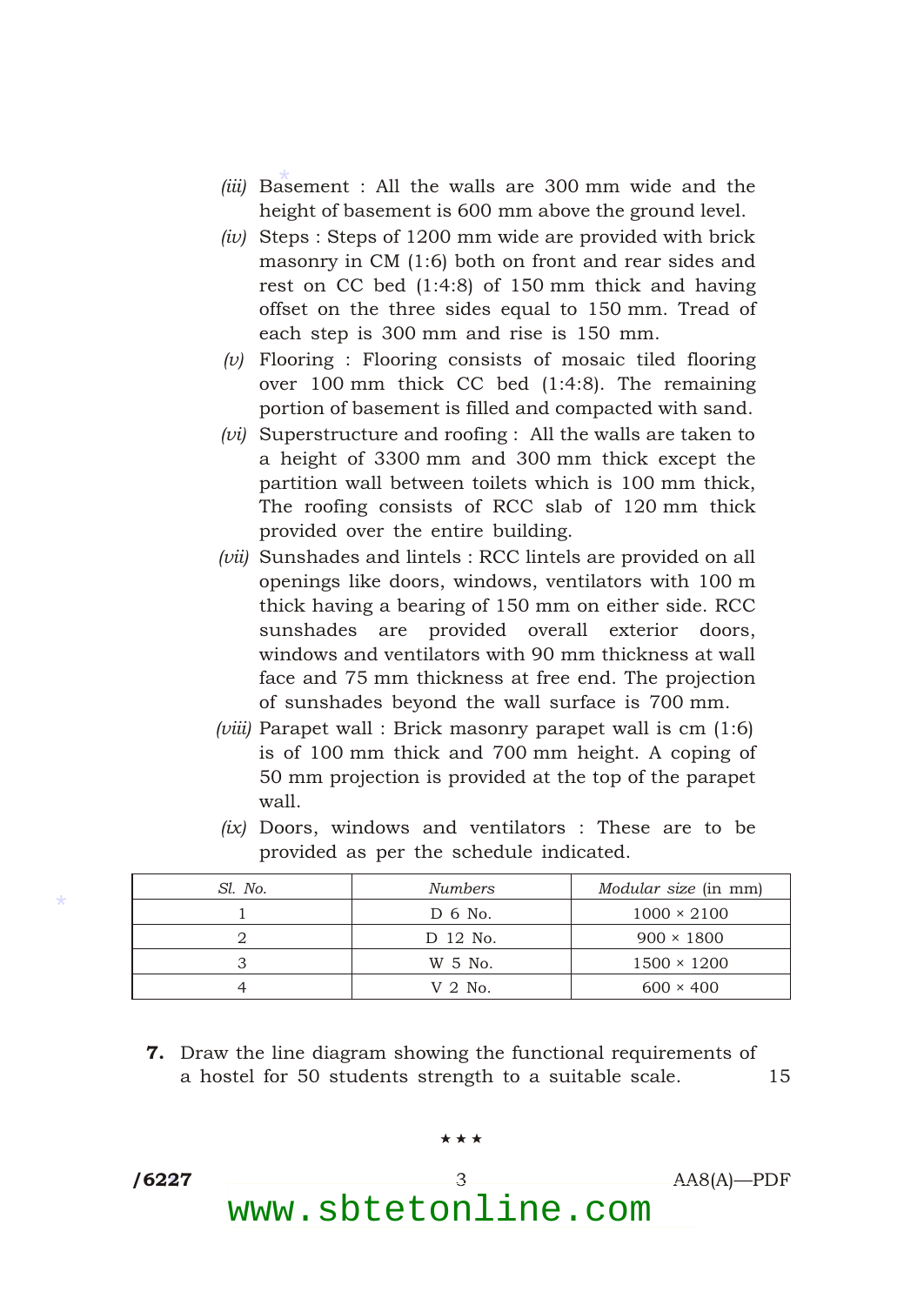*(iii)* Basement : All the walls are 300 mm wide and the height of basement is 600 mm above the ground level.

*(iv)* Steps : Steps of 1200 mm wide are provided with brick masonry in CM (1:6) both on front and rear sides and rest on CC bed (1:4:8) of 150 mm thick and having offset on the three sides equal to 150 mm. Tread of each step is 300 mm and rise is 150 mm.

*(v)* Flooring : Flooring consists of mosaic tiled flooring over 100 mm thick CC bed (1:4:8). The remaining portion of basement is filled and compacted with sand.

*(vi)* Superstructure and roofing : All the walls are taken to a height of 3300 mm and 300 mm thick except the partition wall between toilets which is 100 mm thick, The roofing consists of RCC slab of 120 mm thick provided over the entire building.

*(vii)* Sunshades and lintels : RCC lintels are provided on all openings like doors, windows, ventilators with 100 m thick having a bearing of 150 mm on either side. RCC sunshades are provided overall exterior doors, windows and ventilators with 90 mm thickness at wall face and 75 mm thickness at free end. The projection of sunshades beyond the wall surface is 700 mm.

*(viii)* Parapet wall : Brick masonry parapet wall is cm (1:6) is of 100 mm thick and 700 mm height. A coping of 50 mm projection is provided at the top of the parapet wall.

*(ix)* Doors, windows and ventilators : These are to be provided as per the schedule indicated.

| *Sl. No.* | *Numbers* | *Modular size* (in mm) |
|---|---|---|
| 1 | D 6 No. | 1000 × 2100 |
| 2 | D 12 No. | 900 × 1800 |
| 3 | W 5 No. | 1500 × 1200 |
| 4 | V 2 No. | 600 × 400 |

**7.** Draw the line diagram showing the functional requirements of a hostel for 50 students strength to a suitable scale. 15

★ ★ ★